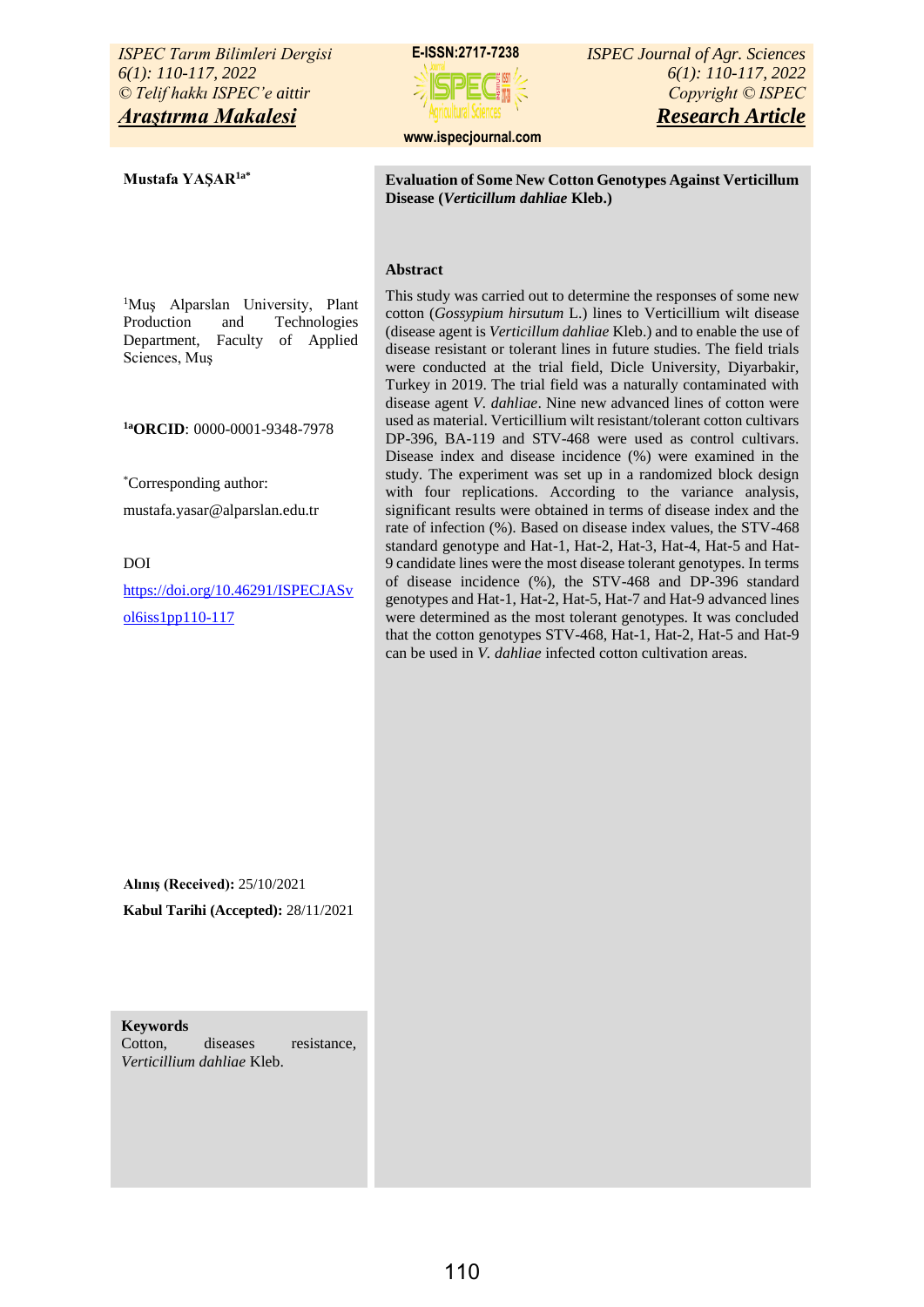**Mustafa YAŞAR[1a*]**

[1]Muş Alparslan University, Plant Production and Technologies Department, Faculty of Applied Sciences, Muş

[1a]**ORCID**: 0000-0001-9348-7978

[*]Corresponding author:

mustafa.yasar@alparslan.edu.tr

DOI

https://doi.org/10.46291/ISPECJASvol6iss1pp110-117

**Alınış (Received):** 25/10/2021

**Kabul Tarihi (Accepted):** 28/11/2021

**Keywords**
Cotton, diseases resistance, *Verticillium dahliae* Kleb.

# Evaluation of Some New Cotton Genotypes Against Verticillum Disease (*Verticillum dahliae* Kleb.)

## Abstract

This study was carried out to determine the responses of some new cotton (*Gossypium hirsutum* L.) lines to Verticillium wilt disease (disease agent is *Verticillum dahliae* Kleb.) and to enable the use of disease resistant or tolerant lines in future studies. The field trials were conducted at the trial field, Dicle University, Diyarbakir, Turkey in 2019. The trial field was a naturally contaminated with disease agent *V. dahliae*. Nine new advanced lines of cotton were used as material. Verticillium wilt resistant/tolerant cotton cultivars DP-396, BA-119 and STV-468 were used as control cultivars. Disease index and disease incidence (%) were examined in the study. The experiment was set up in a randomized block design with four replications. According to the variance analysis, significant results were obtained in terms of disease index and the rate of infection (%). Based on disease index values, the STV-468 standard genotype and Hat-1, Hat-2, Hat-3, Hat-4, Hat-5 and Hat-9 candidate lines were the most disease tolerant genotypes. In terms of disease incidence (%), the STV-468 and DP-396 standard genotypes and Hat-1, Hat-2, Hat-5, Hat-7 and Hat-9 advanced lines were determined as the most tolerant genotypes. It was concluded that the cotton genotypes STV-468, Hat-1, Hat-2, Hat-5 and Hat-9 can be used in *V. dahliae* infected cotton cultivation areas.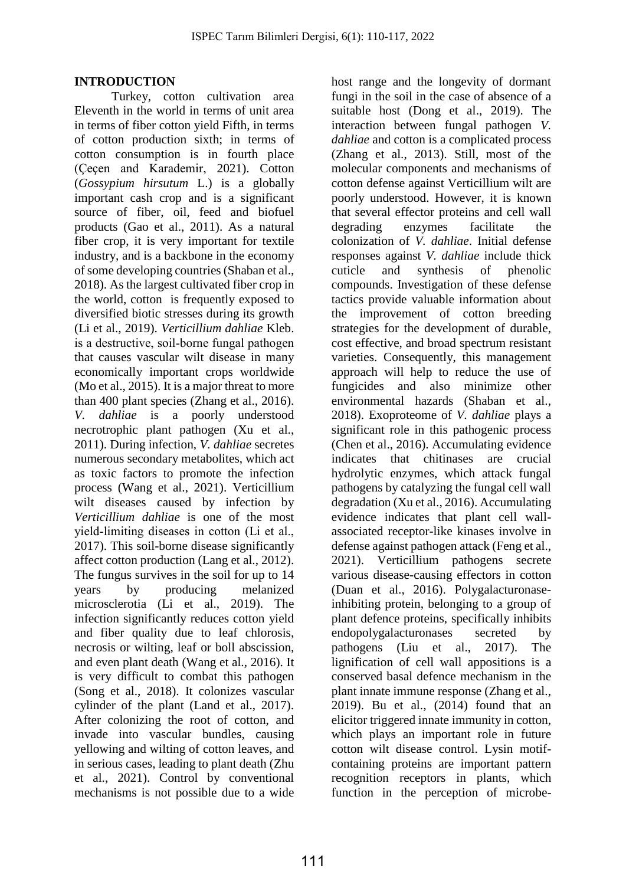## INTRODUCTION

Turkey, cotton cultivation area Eleventh in the world in terms of unit area in terms of fiber cotton yield Fifth, in terms of cotton production sixth; in terms of cotton consumption is in fourth place (Çeçen and Karademir, 2021). Cotton (*Gossypium hirsutum* L.) is a globally important cash crop and is a significant source of fiber, oil, feed and biofuel products (Gao et al., 2011). As a natural fiber crop, it is very important for textile industry, and is a backbone in the economy of some developing countries (Shaban et al., 2018). As the largest cultivated fiber crop in the world, cotton is frequently exposed to diversified biotic stresses during its growth (Li et al., 2019). *Verticillium dahliae* Kleb. is a destructive, soil-borne fungal pathogen that causes vascular wilt disease in many economically important crops worldwide (Mo et al., 2015). It is a major threat to more than 400 plant species (Zhang et al., 2016). *V. dahliae* is a poorly understood necrotrophic plant pathogen (Xu et al., 2011). During infection, *V. dahliae* secretes numerous secondary metabolites, which act as toxic factors to promote the infection process (Wang et al., 2021). Verticillium wilt diseases caused by infection by *Verticillium dahliae* is one of the most yield-limiting diseases in cotton (Li et al., 2017). This soil-borne disease significantly affect cotton production (Lang et al., 2012). The fungus survives in the soil for up to 14 years by producing melanized microsclerotia (Li et al., 2019). The infection significantly reduces cotton yield and fiber quality due to leaf chlorosis, necrosis or wilting, leaf or boll abscission, and even plant death (Wang et al., 2016). It is very difficult to combat this pathogen (Song et al., 2018). It colonizes vascular cylinder of the plant (Land et al., 2017). After colonizing the root of cotton, and invade into vascular bundles, causing yellowing and wilting of cotton leaves, and in serious cases, leading to plant death (Zhu et al., 2021). Control by conventional mechanisms is not possible due to a wide host range and the longevity of dormant fungi in the soil in the case of absence of a suitable host (Dong et al., 2019). The interaction between fungal pathogen *V. dahliae* and cotton is a complicated process (Zhang et al., 2013). Still, most of the molecular components and mechanisms of cotton defense against Verticillium wilt are poorly understood. However, it is known that several effector proteins and cell wall degrading enzymes facilitate the colonization of *V. dahliae*. Initial defense responses against *V. dahliae* include thick cuticle and synthesis of phenolic compounds. Investigation of these defense tactics provide valuable information about the improvement of cotton breeding strategies for the development of durable, cost effective, and broad spectrum resistant varieties. Consequently, this management approach will help to reduce the use of fungicides and also minimize other environmental hazards (Shaban et al., 2018). Exoproteome of *V. dahliae* plays a significant role in this pathogenic process (Chen et al., 2016). Accumulating evidence indicates that chitinases are crucial hydrolytic enzymes, which attack fungal pathogens by catalyzing the fungal cell wall degradation (Xu et al., 2016). Accumulating evidence indicates that plant cell wall-associated receptor-like kinases involve in defense against pathogen attack (Feng et al., 2021). Verticillium pathogens secrete various disease-causing effectors in cotton (Duan et al., 2016). Polygalacturonase-inhibiting protein, belonging to a group of plant defence proteins, specifically inhibits endopolygalacturonases secreted by pathogens (Liu et al., 2017). The lignification of cell wall appositions is a conserved basal defence mechanism in the plant innate immune response (Zhang et al., 2019). Bu et al., (2014) found that an elicitor triggered innate immunity in cotton, which plays an important role in future cotton wilt disease control. Lysin motif-containing proteins are important pattern recognition receptors in plants, which function in the perception of microbe-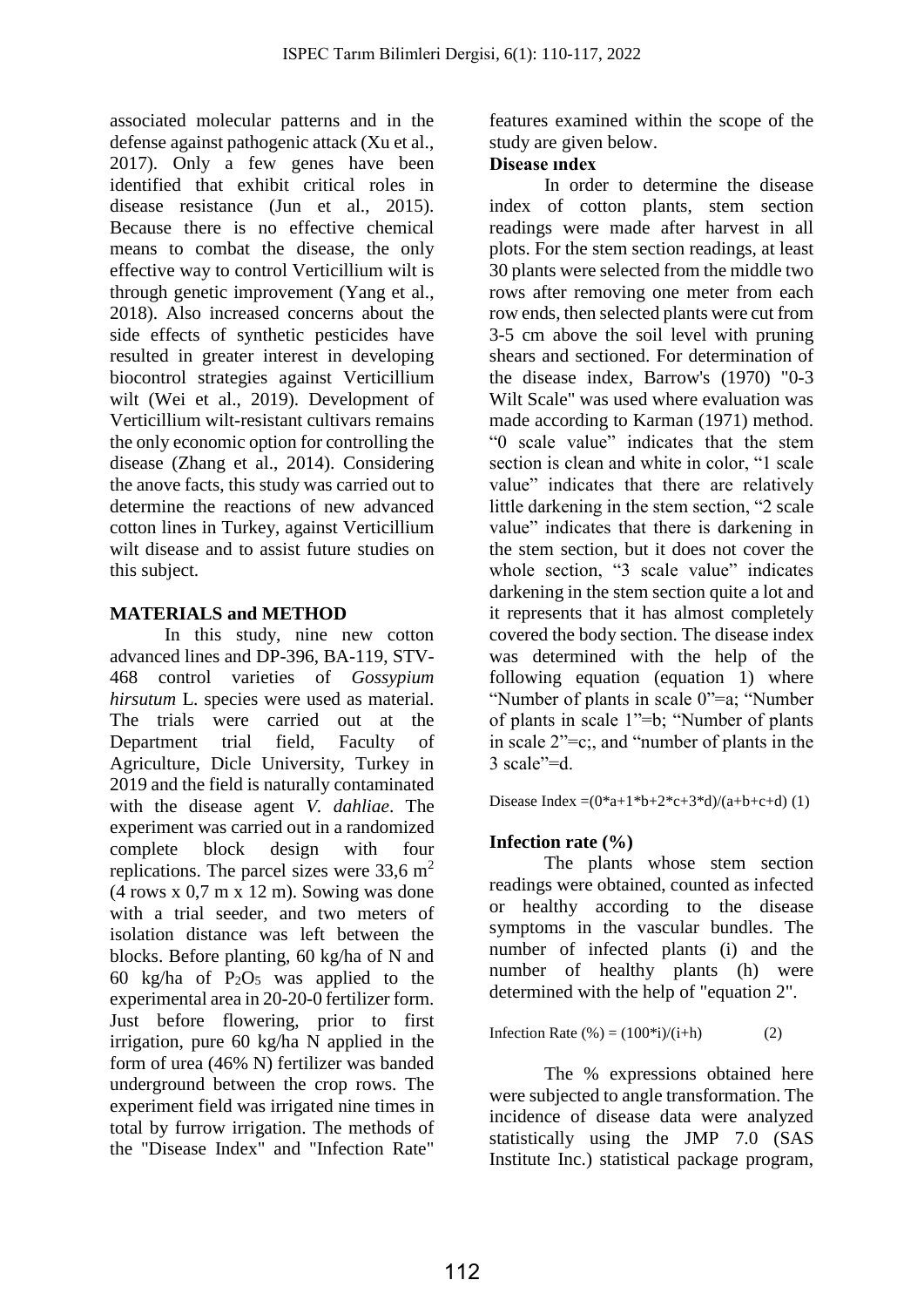associated molecular patterns and in the defense against pathogenic attack (Xu et al., 2017). Only a few genes have been identified that exhibit critical roles in disease resistance (Jun et al., 2015). Because there is no effective chemical means to combat the disease, the only effective way to control Verticillium wilt is through genetic improvement (Yang et al., 2018). Also increased concerns about the side effects of synthetic pesticides have resulted in greater interest in developing biocontrol strategies against Verticillium wilt (Wei et al., 2019). Development of Verticillium wilt-resistant cultivars remains the only economic option for controlling the disease (Zhang et al., 2014). Considering the anove facts, this study was carried out to determine the reactions of new advanced cotton lines in Turkey, against Verticillium wilt disease and to assist future studies on this subject.

## MATERIALS and METHOD

In this study, nine new cotton advanced lines and DP-396, BA-119, STV-468 control varieties of *Gossypium hirsutum* L. species were used as material. The trials were carried out at the Department trial field, Faculty of Agriculture, Dicle University, Turkey in 2019 and the field is naturally contaminated with the disease agent *V. dahliae*. The experiment was carried out in a randomized complete block design with four replications. The parcel sizes were 33,6 $m^2$ (4 rows x 0,7 m x 12 m). Sowing was done with a trial seeder, and two meters of isolation distance was left between the blocks. Before planting, 60 kg/ha of N and 60 kg/ha of $P_2O_5$ was applied to the experimental area in 20-20-0 fertilizer form. Just before flowering, prior to first irrigation, pure 60 kg/ha N applied in the form of urea (46% N) fertilizer was banded underground between the crop rows. The experiment field was irrigated nine times in total by furrow irrigation. The methods of the "Disease Index" and "Infection Rate" features examined within the scope of the study are given below.

**Disease ındex**

In order to determine the disease index of cotton plants, stem section readings were made after harvest in all plots. For the stem section readings, at least 30 plants were selected from the middle two rows after removing one meter from each row ends, then selected plants were cut from 3-5 cm above the soil level with pruning shears and sectioned. For determination of the disease index, Barrow's (1970) "0-3 Wilt Scale" was used where evaluation was made according to Karman (1971) method. "0 scale value" indicates that the stem section is clean and white in color, "1 scale value" indicates that there are relatively little darkening in the stem section, "2 scale value" indicates that there is darkening in the stem section, but it does not cover the whole section, "3 scale value" indicates darkening in the stem section quite a lot and it represents that it has almost completely covered the body section. The disease index was determined with the help of the following equation (equation 1) where "Number of plants in scale 0"=a; "Number of plants in scale 1"=b; "Number of plants in scale 2"=c;, and "number of plants in the 3 scale"=d.

$$\text{Disease Index} = (0*a+1*b+2*c+3*d)/(a+b+c+d) \quad (1)$$

**Infection rate (%)**

The plants whose stem section readings were obtained, counted as infected or healthy according to the disease symptoms in the vascular bundles. The number of infected plants (i) and the number of healthy plants (h) were determined with the help of "equation 2".

$$\text{Infection Rate (\%)} = (100*i)/(i+h) \quad (2)$$

The % expressions obtained here were subjected to angle transformation. The incidence of disease data were analyzed statistically using the JMP 7.0 (SAS Institute Inc.) statistical package program,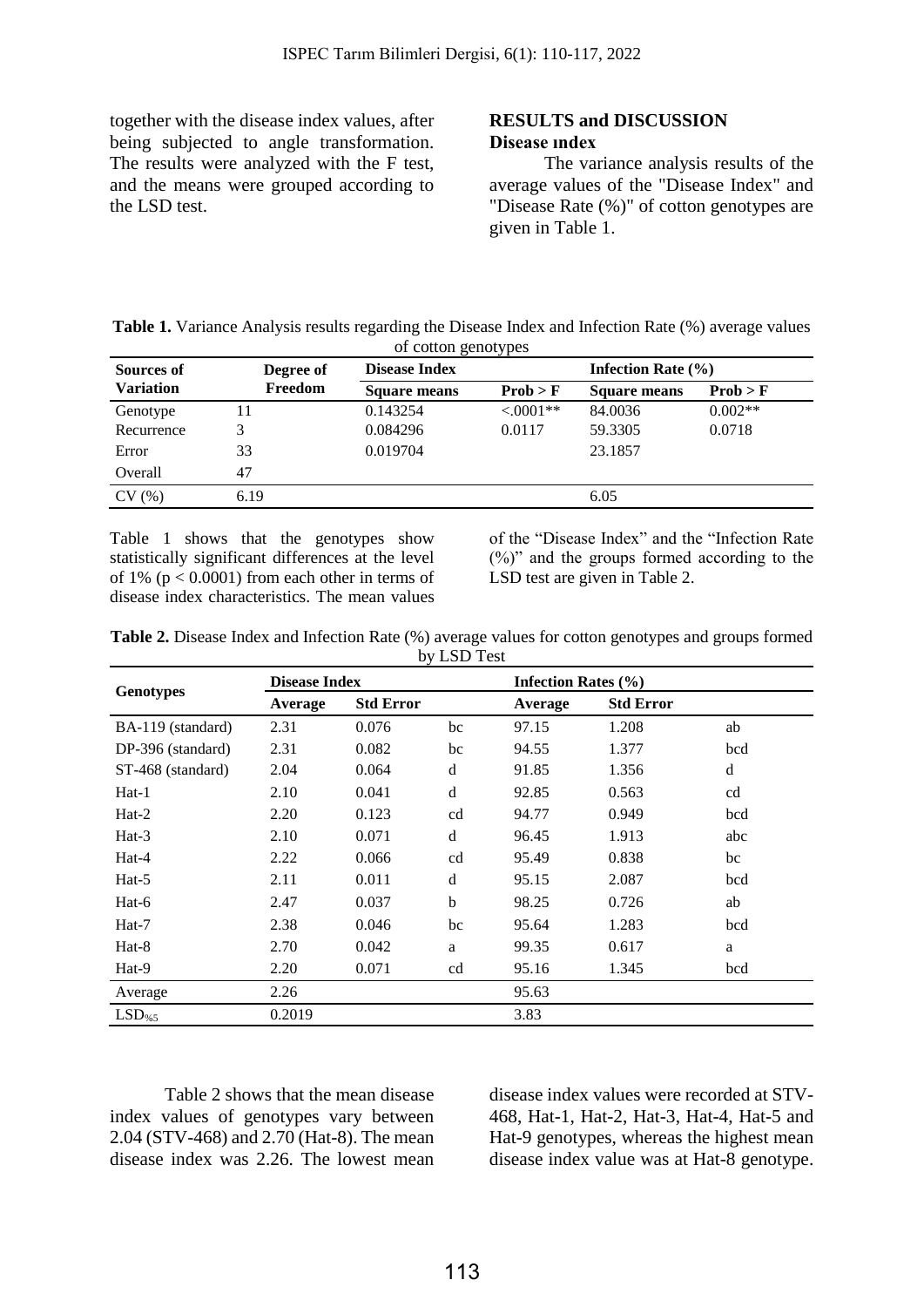together with the disease index values, after being subjected to angle transformation. The results were analyzed with the F test, and the means were grouped according to the LSD test.

## RESULTS and DISCUSSION

### Disease ındex

The variance analysis results of the average values of the "Disease Index" and "Disease Rate (%)" of cotton genotypes are given in Table 1.

**Table 1.** Variance Analysis results regarding the Disease Index and Infection Rate (%) average values of cotton genotypes

| Sources of Variation | Degree of Freedom | Disease Index | | Infection Rate (%) | |
|---|---|---|---|---|---|
| | | **Square means** | **Prob > F** | **Square means** | **Prob > F** |
| Genotype | 11 | 0.143254 | <.0001** | 84.0036 | 0.002** |
| Recurrence | 3 | 0.084296 | 0.0117 | 59.3305 | 0.0718 |
| Error | 33 | 0.019704 | | 23.1857 | |
| Overall | 47 | | | | |
| CV (%) | 6.19 | | | 6.05 | |

Table 1 shows that the genotypes show statistically significant differences at the level of 1% ($p < 0.0001$) from each other in terms of disease index characteristics. The mean values of the "Disease Index" and the "Infection Rate (%)" and the groups formed according to the LSD test are given in Table 2.

**Table 2.** Disease Index and Infection Rate (%) average values for cotton genotypes and groups formed by LSD Test

| Genotypes | Disease Index | | | Infection Rates (%) | | |
|---|---|---|---|---|---|---|
| | **Average** | **Std Error** | | **Average** | **Std Error** | |
| BA-119 (standard) | 2.31 | 0.076 | bc | 97.15 | 1.208 | ab |
| DP-396 (standard) | 2.31 | 0.082 | bc | 94.55 | 1.377 | bcd |
| ST-468 (standard) | 2.04 | 0.064 | d | 91.85 | 1.356 | d |
| Hat-1 | 2.10 | 0.041 | d | 92.85 | 0.563 | cd |
| Hat-2 | 2.20 | 0.123 | cd | 94.77 | 0.949 | bcd |
| Hat-3 | 2.10 | 0.071 | d | 96.45 | 1.913 | abc |
| Hat-4 | 2.22 | 0.066 | cd | 95.49 | 0.838 | bc |
| Hat-5 | 2.11 | 0.011 | d | 95.15 | 2.087 | bcd |
| Hat-6 | 2.47 | 0.037 | b | 98.25 | 0.726 | ab |
| Hat-7 | 2.38 | 0.046 | bc | 95.64 | 1.283 | bcd |
| Hat-8 | 2.70 | 0.042 | a | 99.35 | 0.617 | a |
| Hat-9 | 2.20 | 0.071 | cd | 95.16 | 1.345 | bcd |
| Average | 2.26 | | | 95.63 | | |
| $LSD_{\%5}$ | 0.2019 | | | 3.83 | | |

Table 2 shows that the mean disease index values of genotypes vary between 2.04 (STV-468) and 2.70 (Hat-8). The mean disease index was 2.26. The lowest mean disease index values were recorded at STV-468, Hat-1, Hat-2, Hat-3, Hat-4, Hat-5 and Hat-9 genotypes, whereas the highest mean disease index value was at Hat-8 genotype.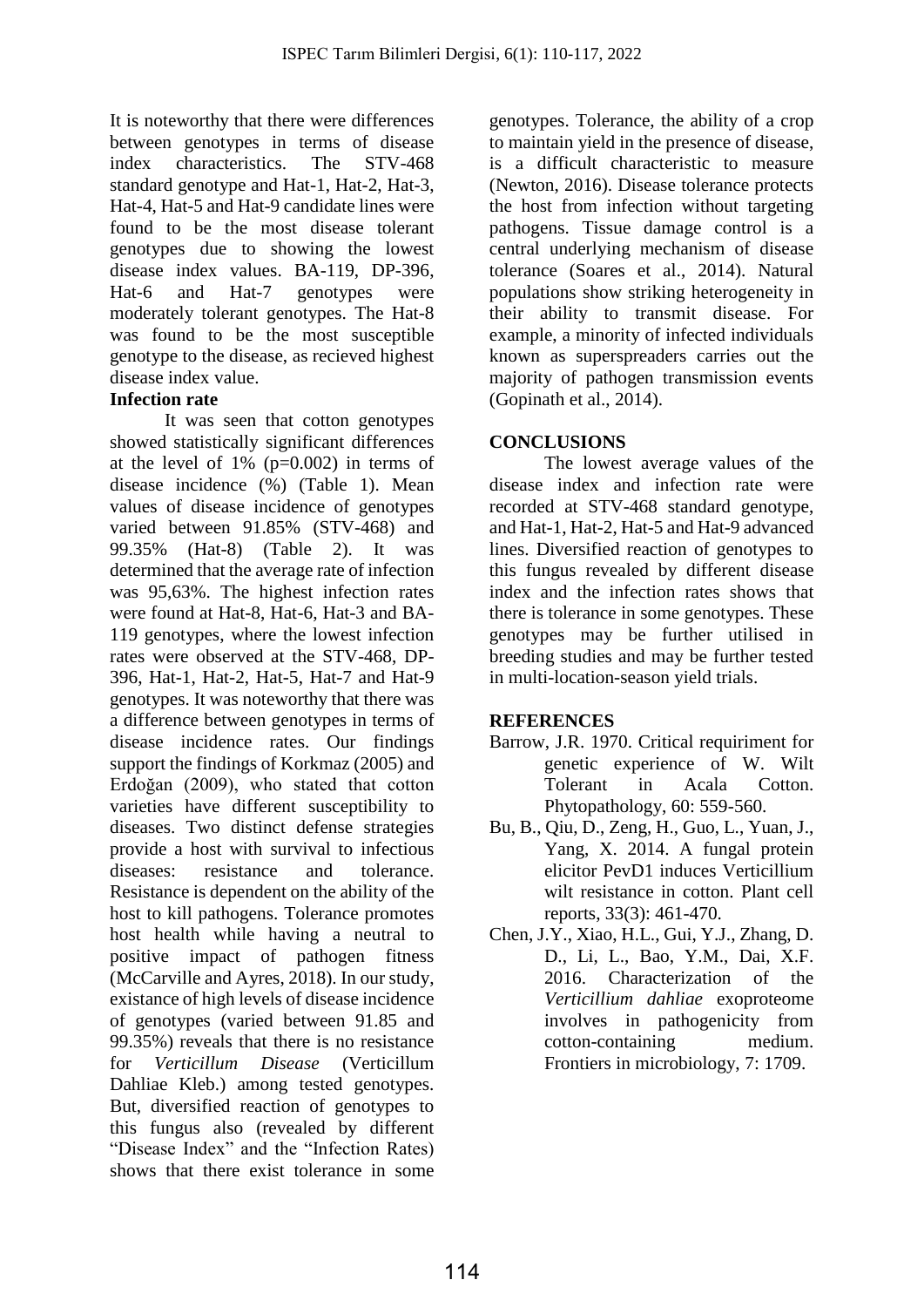It is noteworthy that there were differences between genotypes in terms of disease index characteristics. The STV-468 standard genotype and Hat-1, Hat-2, Hat-3, Hat-4, Hat-5 and Hat-9 candidate lines were found to be the most disease tolerant genotypes due to showing the lowest disease index values. BA-119, DP-396, Hat-6 and Hat-7 genotypes were moderately tolerant genotypes. The Hat-8 was found to be the most susceptible genotype to the disease, as recieved highest disease index value.

**Infection rate**

It was seen that cotton genotypes showed statistically significant differences at the level of 1% (p=0.002) in terms of disease incidence (%) (Table 1). Mean values of disease incidence of genotypes varied between 91.85% (STV-468) and 99.35% (Hat-8) (Table 2). It was determined that the average rate of infection was 95,63%. The highest infection rates were found at Hat-8, Hat-6, Hat-3 and BA-119 genotypes, where the lowest infection rates were observed at the STV-468, DP-396, Hat-1, Hat-2, Hat-5, Hat-7 and Hat-9 genotypes. It was noteworthy that there was a difference between genotypes in terms of disease incidence rates. Our findings support the findings of Korkmaz (2005) and Erdoğan (2009), who stated that cotton varieties have different susceptibility to diseases. Two distinct defense strategies provide a host with survival to infectious diseases: resistance and tolerance. Resistance is dependent on the ability of the host to kill pathogens. Tolerance promotes host health while having a neutral to positive impact of pathogen fitness (McCarville and Ayres, 2018). In our study, existance of high levels of disease incidence of genotypes (varied between 91.85 and 99.35%) reveals that there is no resistance for *Verticillum Disease* (Verticillum Dahliae Kleb.) among tested genotypes. But, diversified reaction of genotypes to this fungus also (revealed by different "Disease Index" and the "Infection Rates) shows that there exist tolerance in some genotypes. Tolerance, the ability of a crop to maintain yield in the presence of disease, is a difficult characteristic to measure (Newton, 2016). Disease tolerance protects the host from infection without targeting pathogens. Tissue damage control is a central underlying mechanism of disease tolerance (Soares et al., 2014). Natural populations show striking heterogeneity in their ability to transmit disease. For example, a minority of infected individuals known as superspreaders carries out the majority of pathogen transmission events (Gopinath et al., 2014).

## CONCLUSIONS

The lowest average values of the disease index and infection rate were recorded at STV-468 standard genotype, and Hat-1, Hat-2, Hat-5 and Hat-9 advanced lines. Diversified reaction of genotypes to this fungus revealed by different disease index and the infection rates shows that there is tolerance in some genotypes. These genotypes may be further utilised in breeding studies and may be further tested in multi-location-season yield trials.

## REFERENCES

Barrow, J.R. 1970. Critical requiriment for genetic experience of W. Wilt Tolerant in Acala Cotton. Phytopathology, 60: 559-560.

Bu, B., Qiu, D., Zeng, H., Guo, L., Yuan, J., Yang, X. 2014. A fungal protein elicitor PevD1 induces Verticillium wilt resistance in cotton. Plant cell reports, 33(3): 461-470.

Chen, J.Y., Xiao, H.L., Gui, Y.J., Zhang, D. D., Li, L., Bao, Y.M., Dai, X.F. 2016. Characterization of the *Verticillium dahliae* exoproteome involves in pathogenicity from cotton-containing medium. Frontiers in microbiology, 7: 1709.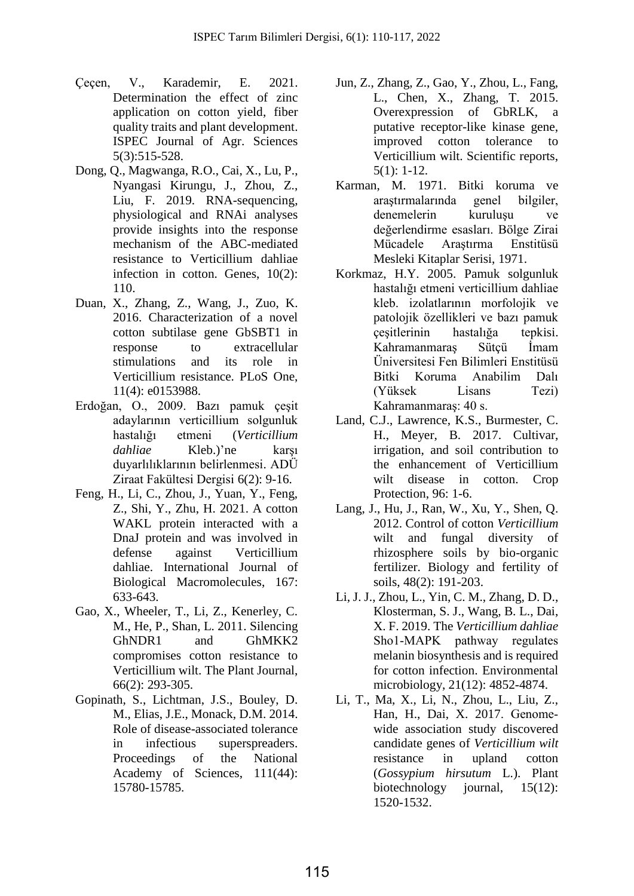Çeçen, V., Karademir, E. 2021. Determination the effect of zinc application on cotton yield, fiber quality traits and plant development. ISPEC Journal of Agr. Sciences 5(3):515-528.

Dong, Q., Magwanga, R.O., Cai, X., Lu, P., Nyangasi Kirungu, J., Zhou, Z., Liu, F. 2019. RNA-sequencing, physiological and RNAi analyses provide insights into the response mechanism of the ABC-mediated resistance to Verticillium dahliae infection in cotton. Genes, 10(2): 110.

Duan, X., Zhang, Z., Wang, J., Zuo, K. 2016. Characterization of a novel cotton subtilase gene GbSBT1 in response to extracellular stimulations and its role in Verticillium resistance. PLoS One, 11(4): e0153988.

Erdoğan, O., 2009. Bazı pamuk çeşit adaylarının verticillium solgunluk hastalığı etmeni (*Verticillium dahliae* Kleb.)'ne karşı duyarlılıklarının belirlenmesi. ADÜ Ziraat Fakültesi Dergisi 6(2): 9-16.

Feng, H., Li, C., Zhou, J., Yuan, Y., Feng, Z., Shi, Y., Zhu, H. 2021. A cotton WAKL protein interacted with a DnaJ protein and was involved in defense against Verticillium dahliae. International Journal of Biological Macromolecules, 167: 633-643.

Gao, X., Wheeler, T., Li, Z., Kenerley, C. M., He, P., Shan, L. 2011. Silencing GhNDR1 and GhMKK2 compromises cotton resistance to Verticillium wilt. The Plant Journal, 66(2): 293-305.

Gopinath, S., Lichtman, J.S., Bouley, D. M., Elias, J.E., Monack, D.M. 2014. Role of disease-associated tolerance in infectious superspreaders. Proceedings of the National Academy of Sciences, 111(44): 15780-15785.

Jun, Z., Zhang, Z., Gao, Y., Zhou, L., Fang, L., Chen, X., Zhang, T. 2015. Overexpression of GbRLK, a putative receptor-like kinase gene, improved cotton tolerance to Verticillium wilt. Scientific reports, 5(1): 1-12.

Karman, M. 1971. Bitki koruma ve araştırmalarında genel bilgiler, denemelerin kuruluşu ve değerlendirme esasları. Bölge Zirai Mücadele Araştırma Enstitüsü Mesleki Kitaplar Serisi, 1971.

Korkmaz, H.Y. 2005. Pamuk solgunluk hastalığı etmeni verticillium dahliae kleb. izolatlarının morfolojik ve patolojik özellikleri ve bazı pamuk çeşitlerinin hastalığa tepkisi. Kahramanmaraş Sütçü İmam Üniversitesi Fen Bilimleri Enstitüsü Bitki Koruma Anabilim Dalı (Yüksek Lisans Tezi) Kahramanmaraş: 40 s.

Land, C.J., Lawrence, K.S., Burmester, C. H., Meyer, B. 2017. Cultivar, irrigation, and soil contribution to the enhancement of Verticillium wilt disease in cotton. Crop Protection, 96: 1-6.

Lang, J., Hu, J., Ran, W., Xu, Y., Shen, Q. 2012. Control of cotton *Verticillium* wilt and fungal diversity of rhizosphere soils by bio-organic fertilizer. Biology and fertility of soils, 48(2): 191-203.

Li, J. J., Zhou, L., Yin, C. M., Zhang, D. D., Klosterman, S. J., Wang, B. L., Dai, X. F. 2019. The *Verticillium dahliae* Sho1-MAPK pathway regulates melanin biosynthesis and is required for cotton infection. Environmental microbiology, 21(12): 4852-4874.

Li, T., Ma, X., Li, N., Zhou, L., Liu, Z., Han, H., Dai, X. 2017. Genome-wide association study discovered candidate genes of *Verticillium wilt* resistance in upland cotton (*Gossypium hirsutum* L.). Plant biotechnology journal, 15(12): 1520-1532.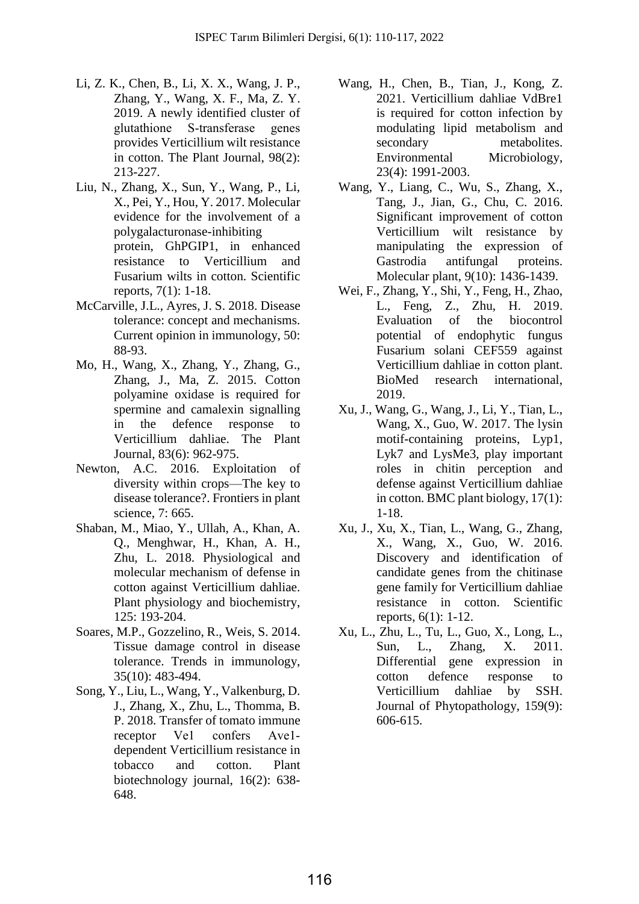Li, Z. K., Chen, B., Li, X. X., Wang, J. P., Zhang, Y., Wang, X. F., Ma, Z. Y. 2019. A newly identified cluster of glutathione S-transferase genes provides Verticillium wilt resistance in cotton. The Plant Journal, 98(2): 213-227.

Liu, N., Zhang, X., Sun, Y., Wang, P., Li, X., Pei, Y., Hou, Y. 2017. Molecular evidence for the involvement of a polygalacturonase-inhibiting protein, GhPGIP1, in enhanced resistance to Verticillium and Fusarium wilts in cotton. Scientific reports, 7(1): 1-18.

McCarville, J.L., Ayres, J. S. 2018. Disease tolerance: concept and mechanisms. Current opinion in immunology, 50: 88-93.

Mo, H., Wang, X., Zhang, Y., Zhang, G., Zhang, J., Ma, Z. 2015. Cotton polyamine oxidase is required for spermine and camalexin signalling in the defence response to Verticillium dahliae. The Plant Journal, 83(6): 962-975.

Newton, A.C. 2016. Exploitation of diversity within crops—The key to disease tolerance?. Frontiers in plant science, 7: 665.

Shaban, M., Miao, Y., Ullah, A., Khan, A. Q., Menghwar, H., Khan, A. H., Zhu, L. 2018. Physiological and molecular mechanism of defense in cotton against Verticillium dahliae. Plant physiology and biochemistry, 125: 193-204.

Soares, M.P., Gozzelino, R., Weis, S. 2014. Tissue damage control in disease tolerance. Trends in immunology, 35(10): 483-494.

Song, Y., Liu, L., Wang, Y., Valkenburg, D. J., Zhang, X., Zhu, L., Thomma, B. P. 2018. Transfer of tomato immune receptor Ve1 confers Ave1-dependent Verticillium resistance in tobacco and cotton. Plant biotechnology journal, 16(2): 638-648.

Wang, H., Chen, B., Tian, J., Kong, Z. 2021. Verticillium dahliae VdBre1 is required for cotton infection by modulating lipid metabolism and secondary metabolites. Environmental Microbiology, 23(4): 1991-2003.

Wang, Y., Liang, C., Wu, S., Zhang, X., Tang, J., Jian, G., Chu, C. 2016. Significant improvement of cotton Verticillium wilt resistance by manipulating the expression of Gastrodia antifungal proteins. Molecular plant, 9(10): 1436-1439.

Wei, F., Zhang, Y., Shi, Y., Feng, H., Zhao, L., Feng, Z., Zhu, H. 2019. Evaluation of the biocontrol potential of endophytic fungus Fusarium solani CEF559 against Verticillium dahliae in cotton plant. BioMed research international, 2019.

Xu, J., Wang, G., Wang, J., Li, Y., Tian, L., Wang, X., Guo, W. 2017. The lysin motif-containing proteins, Lyp1, Lyk7 and LysMe3, play important roles in chitin perception and defense against Verticillium dahliae in cotton. BMC plant biology, 17(1): 1-18.

Xu, J., Xu, X., Tian, L., Wang, G., Zhang, X., Wang, X., Guo, W. 2016. Discovery and identification of candidate genes from the chitinase gene family for Verticillium dahliae resistance in cotton. Scientific reports, 6(1): 1-12.

Xu, L., Zhu, L., Tu, L., Guo, X., Long, L., Sun, L., Zhang, X. 2011. Differential gene expression in cotton defence response to Verticillium dahliae by SSH. Journal of Phytopathology, 159(9): 606-615.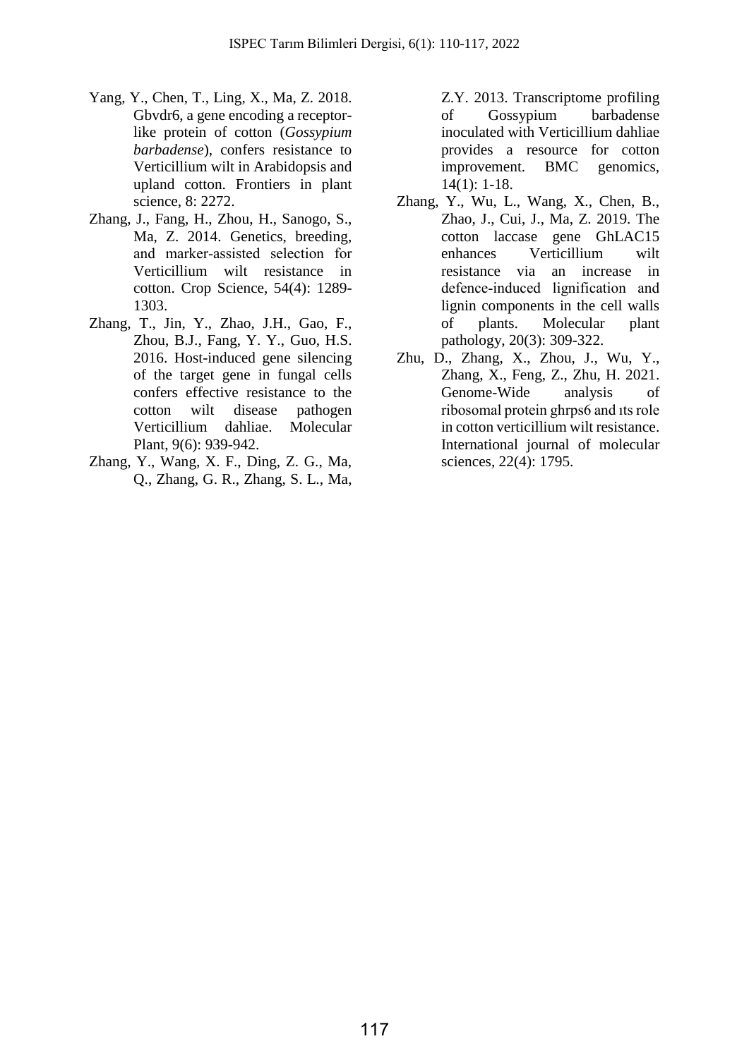Yang, Y., Chen, T., Ling, X., Ma, Z. 2018. Gbvdr6, a gene encoding a receptor-like protein of cotton (*Gossypium barbadense*), confers resistance to Verticillium wilt in Arabidopsis and upland cotton. Frontiers in plant science, 8: 2272.

Zhang, J., Fang, H., Zhou, H., Sanogo, S., Ma, Z. 2014. Genetics, breeding, and marker-assisted selection for Verticillium wilt resistance in cotton. Crop Science, 54(4): 1289-1303.

Zhang, T., Jin, Y., Zhao, J.H., Gao, F., Zhou, B.J., Fang, Y. Y., Guo, H.S. 2016. Host-induced gene silencing of the target gene in fungal cells confers effective resistance to the cotton wilt disease pathogen Verticillium dahliae. Molecular Plant, 9(6): 939-942.

Zhang, Y., Wang, X. F., Ding, Z. G., Ma, Q., Zhang, G. R., Zhang, S. L., Ma, Z.Y. 2013. Transcriptome profiling of Gossypium barbadense inoculated with Verticillium dahliae provides a resource for cotton improvement. BMC genomics, 14(1): 1-18.

Zhang, Y., Wu, L., Wang, X., Chen, B., Zhao, J., Cui, J., Ma, Z. 2019. The cotton laccase gene GhLAC15 enhances Verticillium wilt resistance via an increase in defence-induced lignification and lignin components in the cell walls of plants. Molecular plant pathology, 20(3): 309-322.

Zhu, D., Zhang, X., Zhou, J., Wu, Y., Zhang, X., Feng, Z., Zhu, H. 2021. Genome-Wide analysis of ribosomal protein ghrps6 and ıts role in cotton verticillium wilt resistance. International journal of molecular sciences, 22(4): 1795.